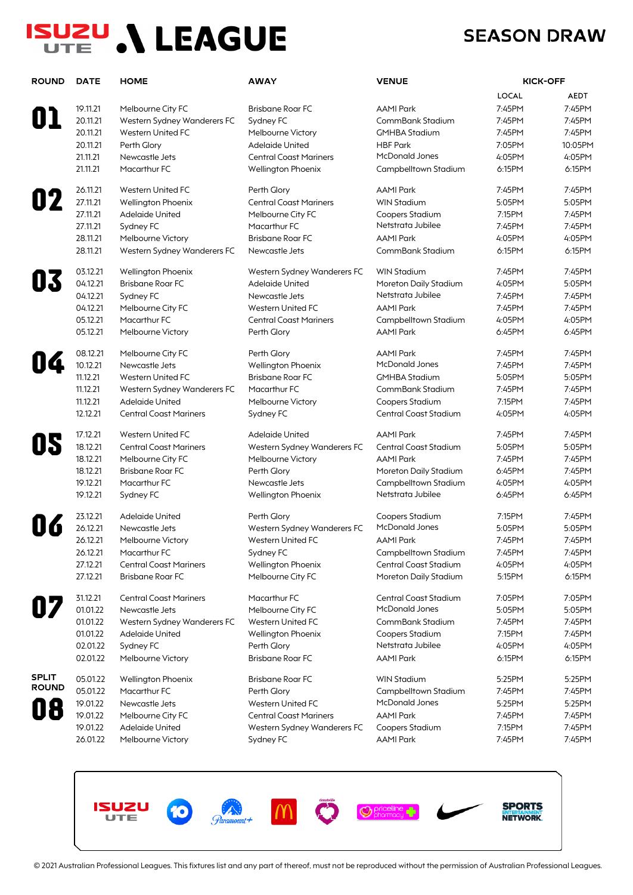# ISUZU UTE A-LEAGUE

## SEASON DRAW

| ROUND | DATE | HOME | AWAY | VENUE | KICK-OFF LOCAL | KICK-OFF AEDT |
|---|---|---|---|---|---|---|
| 01 | 19.11.21 | Melbourne City FC | Brisbane Roar FC | AAMI Park | 7:45PM | 7:45PM |
| | 20.11.21 | Western Sydney Wanderers FC | Sydney FC | CommBank Stadium | 7:45PM | 7:45PM |
| | 20.11.21 | Western United FC | Melbourne Victory | GMHBA Stadium | 7:45PM | 7:45PM |
| | 20.11.21 | Perth Glory | Adelaide United | HBF Park | 7:05PM | 10:05PM |
| | 21.11.21 | Newcastle Jets | Central Coast Mariners | McDonald Jones | 4:05PM | 4:05PM |
| | 21.11.21 | Macarthur FC | Wellington Phoenix | Campbelltown Stadium | 6:15PM | 6:15PM |
| 02 | 26.11.21 | Western United FC | Perth Glory | AAMI Park | 7:45PM | 7:45PM |
| | 27.11.21 | Wellington Phoenix | Central Coast Mariners | WIN Stadium | 5:05PM | 5:05PM |
| | 27.11.21 | Adelaide United | Melbourne City FC | Coopers Stadium | 7:15PM | 7:45PM |
| | 27.11.21 | Sydney FC | Macarthur FC | Netstrata Jubilee | 7:45PM | 7:45PM |
| | 28.11.21 | Melbourne Victory | Brisbane Roar FC | AAMI Park | 4:05PM | 4:05PM |
| | 28.11.21 | Western Sydney Wanderers FC | Newcastle Jets | CommBank Stadium | 6:15PM | 6:15PM |
| 03 | 03.12.21 | Wellington Phoenix | Western Sydney Wanderers FC | WIN Stadium | 7:45PM | 7:45PM |
| | 04.12.21 | Brisbane Roar FC | Adelaide United | Moreton Daily Stadium | 4:05PM | 5:05PM |
| | 04.12.21 | Sydney FC | Newcastle Jets | Netstrata Jubilee | 7:45PM | 7:45PM |
| | 04.12.21 | Melbourne City FC | Western United FC | AAMI Park | 7:45PM | 7:45PM |
| | 05.12.21 | Macarthur FC | Central Coast Mariners | Campbelltown Stadium | 4:05PM | 4:05PM |
| | 05.12.21 | Melbourne Victory | Perth Glory | AAMI Park | 6:45PM | 6:45PM |
| 04 | 08.12.21 | Melbourne City FC | Perth Glory | AAMI Park | 7:45PM | 7:45PM |
| | 10.12.21 | Newcastle Jets | Wellington Phoenix | McDonald Jones | 7:45PM | 7:45PM |
| | 11.12.21 | Western United FC | Brisbane Roar FC | GMHBA Stadium | 5:05PM | 5:05PM |
| | 11.12.21 | Western Sydney Wanderers FC | Macarthur FC | CommBank Stadium | 7:45PM | 7:45PM |
| | 11.12.21 | Adelaide United | Melbourne Victory | Coopers Stadium | 7:15PM | 7:45PM |
| | 12.12.21 | Central Coast Mariners | Sydney FC | Central Coast Stadium | 4:05PM | 4:05PM |
| 05 | 17.12.21 | Western United FC | Adelaide United | AAMI Park | 7:45PM | 7:45PM |
| | 18.12.21 | Central Coast Mariners | Western Sydney Wanderers FC | Central Coast Stadium | 5:05PM | 5:05PM |
| | 18.12.21 | Melbourne City FC | Melbourne Victory | AAMI Park | 7:45PM | 7:45PM |
| | 18.12.21 | Brisbane Roar FC | Perth Glory | Moreton Daily Stadium | 6:45PM | 7:45PM |
| | 19.12.21 | Macarthur FC | Newcastle Jets | Campbelltown Stadium | 4:05PM | 4:05PM |
| | 19.12.21 | Sydney FC | Wellington Phoenix | Netstrata Jubilee | 6:45PM | 6:45PM |
| 06 | 23.12.21 | Adelaide United | Perth Glory | Coopers Stadium | 7:15PM | 7:45PM |
| | 26.12.21 | Newcastle Jets | Western Sydney Wanderers FC | McDonald Jones | 5:05PM | 5:05PM |
| | 26.12.21 | Melbourne Victory | Western United FC | AAMI Park | 7:45PM | 7:45PM |
| | 26.12.21 | Macarthur FC | Sydney FC | Campbelltown Stadium | 7:45PM | 7:45PM |
| | 27.12.21 | Central Coast Mariners | Wellington Phoenix | Central Coast Stadium | 4:05PM | 4:05PM |
| | 27.12.21 | Brisbane Roar FC | Melbourne City FC | Moreton Daily Stadium | 5:15PM | 6:15PM |
| 07 | 31.12.21 | Central Coast Mariners | Macarthur FC | Central Coast Stadium | 7:05PM | 7:05PM |
| | 01.01.22 | Newcastle Jets | Melbourne City FC | McDonald Jones | 5:05PM | 5:05PM |
| | 01.01.22 | Western Sydney Wanderers FC | Western United FC | CommBank Stadium | 7:45PM | 7:45PM |
| | 01.01.22 | Adelaide United | Wellington Phoenix | Coopers Stadium | 7:15PM | 7:45PM |
| | 02.01.22 | Sydney FC | Perth Glory | Netstrata Jubilee | 4:05PM | 4:05PM |
| | 02.01.22 | Melbourne Victory | Brisbane Roar FC | AAMI Park | 6:15PM | 6:15PM |
| SPLIT ROUND 08 | 05.01.22 | Wellington Phoenix | Brisbane Roar FC | WIN Stadium | 5:25PM | 5:25PM |
| | 05.01.22 | Macarthur FC | Perth Glory | Campbelltown Stadium | 7:45PM | 7:45PM |
| | 19.01.22 | Newcastle Jets | Western United FC | McDonald Jones | 5:25PM | 5:25PM |
| | 19.01.22 | Melbourne City FC | Central Coast Mariners | AAMI Park | 7:45PM | 7:45PM |
| | 19.01.22 | Adelaide United | Western Sydney Wanderers FC | Coopers Stadium | 7:15PM | 7:45PM |
| | 26.01.22 | Melbourne Victory | Sydney FC | AAMI Park | 7:45PM | 7:45PM |

© 2021 Australian Professional Leagues. This fixtures list and any part of thereof, must not be reproduced without the permission of Australian Professional Leagues.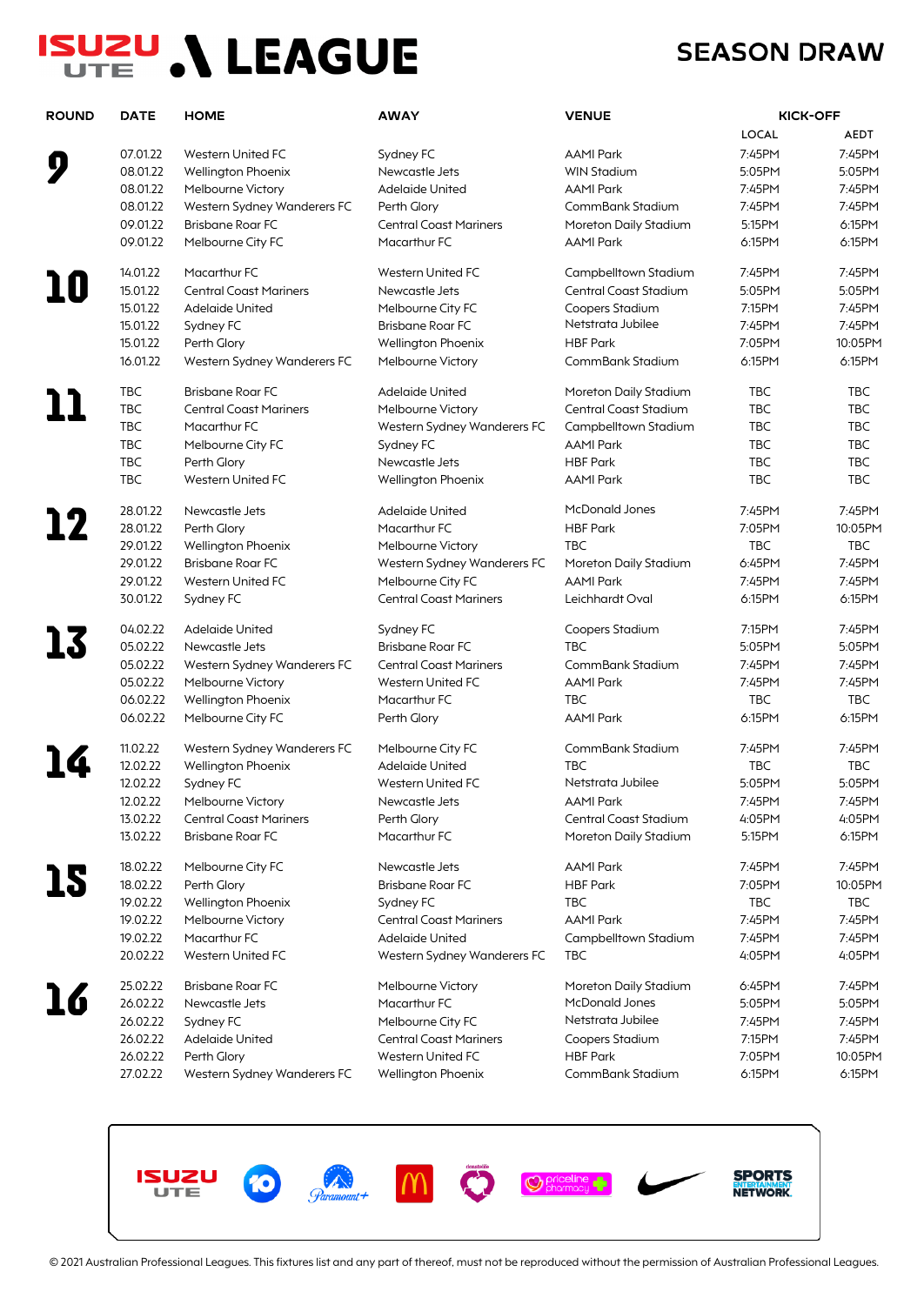# ISUZU UTE A LEAGUE

## SEASON DRAW

| ROUND | DATE | HOME | AWAY | VENUE | KICK-OFF LOCAL | KICK-OFF AEDT |
|---|---|---|---|---|---|---|
| 9 | 07.01.22 | Western United FC | Sydney FC | AAMI Park | 7:45PM | 7:45PM |
| | 08.01.22 | Wellington Phoenix | Newcastle Jets | WIN Stadium | 5:05PM | 5:05PM |
| | 08.01.22 | Melbourne Victory | Adelaide United | AAMI Park | 7:45PM | 7:45PM |
| | 08.01.22 | Western Sydney Wanderers FC | Perth Glory | CommBank Stadium | 7:45PM | 7:45PM |
| | 09.01.22 | Brisbane Roar FC | Central Coast Mariners | Moreton Daily Stadium | 5:15PM | 6:15PM |
| | 09.01.22 | Melbourne City FC | Macarthur FC | AAMI Park | 6:15PM | 6:15PM |
| 10 | 14.01.22 | Macarthur FC | Western United FC | Campbelltown Stadium | 7:45PM | 7:45PM |
| | 15.01.22 | Central Coast Mariners | Newcastle Jets | Central Coast Stadium | 5:05PM | 5:05PM |
| | 15.01.22 | Adelaide United | Melbourne City FC | Coopers Stadium | 7:15PM | 7:45PM |
| | 15.01.22 | Sydney FC | Brisbane Roar FC | Netstrata Jubilee | 7:45PM | 7:45PM |
| | 15.01.22 | Perth Glory | Wellington Phoenix | HBF Park | 7:05PM | 10:05PM |
| | 16.01.22 | Western Sydney Wanderers FC | Melbourne Victory | CommBank Stadium | 6:15PM | 6:15PM |
| 11 | TBC | Brisbane Roar FC | Adelaide United | Moreton Daily Stadium | TBC | TBC |
| | TBC | Central Coast Mariners | Melbourne Victory | Central Coast Stadium | TBC | TBC |
| | TBC | Macarthur FC | Western Sydney Wanderers FC | Campbelltown Stadium | TBC | TBC |
| | TBC | Melbourne City FC | Sydney FC | AAMI Park | TBC | TBC |
| | TBC | Perth Glory | Newcastle Jets | HBF Park | TBC | TBC |
| | TBC | Western United FC | Wellington Phoenix | AAMI Park | TBC | TBC |
| 12 | 28.01.22 | Newcastle Jets | Adelaide United | McDonald Jones | 7:45PM | 7:45PM |
| | 28.01.22 | Perth Glory | Macarthur FC | HBF Park | 7:05PM | 10:05PM |
| | 29.01.22 | Wellington Phoenix | Melbourne Victory | TBC | TBC | TBC |
| | 29.01.22 | Brisbane Roar FC | Western Sydney Wanderers FC | Moreton Daily Stadium | 6:45PM | 7:45PM |
| | 29.01.22 | Western United FC | Melbourne City FC | AAMI Park | 7:45PM | 7:45PM |
| | 30.01.22 | Sydney FC | Central Coast Mariners | Leichhardt Oval | 6:15PM | 6:15PM |
| 13 | 04.02.22 | Adelaide United | Sydney FC | Coopers Stadium | 7:15PM | 7:45PM |
| | 05.02.22 | Newcastle Jets | Brisbane Roar FC | TBC | 5:05PM | 5:05PM |
| | 05.02.22 | Western Sydney Wanderers FC | Central Coast Mariners | CommBank Stadium | 7:45PM | 7:45PM |
| | 05.02.22 | Melbourne Victory | Western United FC | AAMI Park | 7:45PM | 7:45PM |
| | 06.02.22 | Wellington Phoenix | Macarthur FC | TBC | TBC | TBC |
| | 06.02.22 | Melbourne City FC | Perth Glory | AAMI Park | 6:15PM | 6:15PM |
| 14 | 11.02.22 | Western Sydney Wanderers FC | Melbourne City FC | CommBank Stadium | 7:45PM | 7:45PM |
| | 12.02.22 | Wellington Phoenix | Adelaide United | TBC | TBC | TBC |
| | 12.02.22 | Sydney FC | Western United FC | Netstrata Jubilee | 5:05PM | 5:05PM |
| | 12.02.22 | Melbourne Victory | Newcastle Jets | AAMI Park | 7:45PM | 7:45PM |
| | 13.02.22 | Central Coast Mariners | Perth Glory | Central Coast Stadium | 4:05PM | 4:05PM |
| | 13.02.22 | Brisbane Roar FC | Macarthur FC | Moreton Daily Stadium | 5:15PM | 6:15PM |
| 15 | 18.02.22 | Melbourne City FC | Newcastle Jets | AAMI Park | 7:45PM | 7:45PM |
| | 18.02.22 | Perth Glory | Brisbane Roar FC | HBF Park | 7:05PM | 10:05PM |
| | 19.02.22 | Wellington Phoenix | Sydney FC | TBC | TBC | TBC |
| | 19.02.22 | Melbourne Victory | Central Coast Mariners | AAMI Park | 7:45PM | 7:45PM |
| | 19.02.22 | Macarthur FC | Adelaide United | Campbelltown Stadium | 7:45PM | 7:45PM |
| | 20.02.22 | Western United FC | Western Sydney Wanderers FC | TBC | 4:05PM | 4:05PM |
| 16 | 25.02.22 | Brisbane Roar FC | Melbourne Victory | Moreton Daily Stadium | 6:45PM | 7:45PM |
| | 26.02.22 | Newcastle Jets | Macarthur FC | McDonald Jones | 5:05PM | 5:05PM |
| | 26.02.22 | Sydney FC | Melbourne City FC | Netstrata Jubilee | 7:45PM | 7:45PM |
| | 26.02.22 | Adelaide United | Central Coast Mariners | Coopers Stadium | 7:15PM | 7:45PM |
| | 26.02.22 | Perth Glory | Western United FC | HBF Park | 7:05PM | 10:05PM |
| | 27.02.22 | Western Sydney Wanderers FC | Wellington Phoenix | CommBank Stadium | 6:15PM | 6:15PM |

© 2021 Australian Professional Leagues. This fixtures list and any part of thereof, must not be reproduced without the permission of Australian Professional Leagues.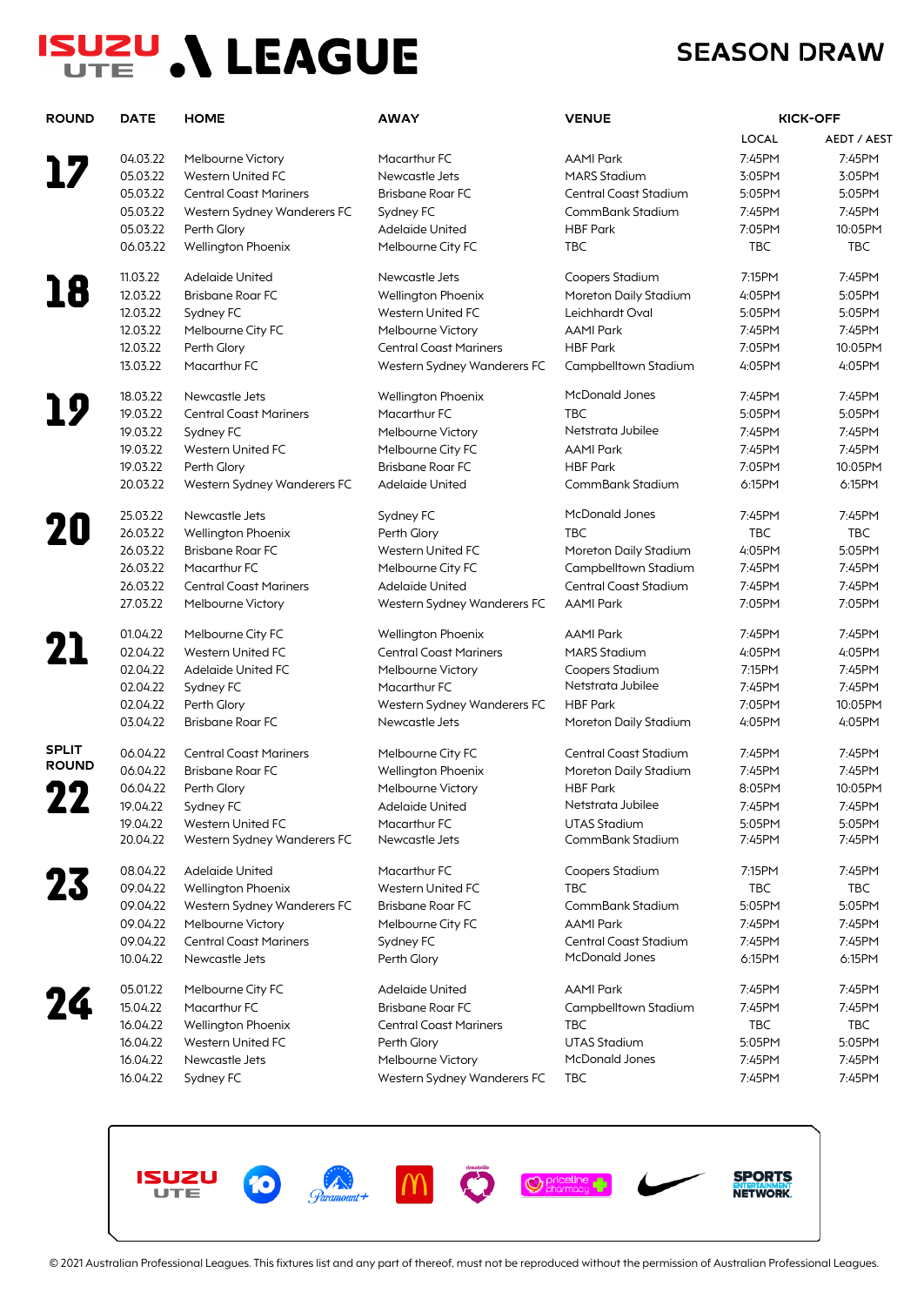# ISUZU UTE A-LEAGUE

## SEASON DRAW

| ROUND | DATE | HOME | AWAY | VENUE | KICK-OFF LOCAL | KICK-OFF AEDT / AEST |
|---|---|---|---|---|---|---|
| 17 | 04.03.22 | Melbourne Victory | Macarthur FC | AAMI Park | 7:45PM | 7:45PM |
| | 05.03.22 | Western United FC | Newcastle Jets | MARS Stadium | 3:05PM | 3:05PM |
| | 05.03.22 | Central Coast Mariners | Brisbane Roar FC | Central Coast Stadium | 5:05PM | 5:05PM |
| | 05.03.22 | Western Sydney Wanderers FC | Sydney FC | CommBank Stadium | 7:45PM | 7:45PM |
| | 05.03.22 | Perth Glory | Adelaide United | HBF Park | 7:05PM | 10:05PM |
| | 06.03.22 | Wellington Phoenix | Melbourne City FC | TBC | TBC | TBC |
| 18 | 11.03.22 | Adelaide United | Newcastle Jets | Coopers Stadium | 7:15PM | 7:45PM |
| | 12.03.22 | Brisbane Roar FC | Wellington Phoenix | Moreton Daily Stadium | 4:05PM | 5:05PM |
| | 12.03.22 | Sydney FC | Western United FC | Leichhardt Oval | 5:05PM | 5:05PM |
| | 12.03.22 | Melbourne City FC | Melbourne Victory | AAMI Park | 7:45PM | 7:45PM |
| | 12.03.22 | Perth Glory | Central Coast Mariners | HBF Park | 7:05PM | 10:05PM |
| | 13.03.22 | Macarthur FC | Western Sydney Wanderers FC | Campbelltown Stadium | 4:05PM | 4:05PM |
| 19 | 18.03.22 | Newcastle Jets | Wellington Phoenix | McDonald Jones | 7:45PM | 7:45PM |
| | 19.03.22 | Central Coast Mariners | Macarthur FC | TBC | 5:05PM | 5:05PM |
| | 19.03.22 | Sydney FC | Melbourne Victory | Netstrata Jubilee | 7:45PM | 7:45PM |
| | 19.03.22 | Western United FC | Melbourne City FC | AAMI Park | 7:45PM | 7:45PM |
| | 19.03.22 | Perth Glory | Brisbane Roar FC | HBF Park | 7:05PM | 10:05PM |
| | 20.03.22 | Western Sydney Wanderers FC | Adelaide United | CommBank Stadium | 6:15PM | 6:15PM |
| 20 | 25.03.22 | Newcastle Jets | Sydney FC | McDonald Jones | 7:45PM | 7:45PM |
| | 26.03.22 | Wellington Phoenix | Perth Glory | TBC | TBC | TBC |
| | 26.03.22 | Brisbane Roar FC | Western United FC | Moreton Daily Stadium | 4:05PM | 5:05PM |
| | 26.03.22 | Macarthur FC | Melbourne City FC | Campbelltown Stadium | 7:45PM | 7:45PM |
| | 26.03.22 | Central Coast Mariners | Adelaide United | Central Coast Stadium | 7:45PM | 7:45PM |
| | 27.03.22 | Melbourne Victory | Western Sydney Wanderers FC | AAMI Park | 7:05PM | 7:05PM |
| 21 | 01.04.22 | Melbourne City FC | Wellington Phoenix | AAMI Park | 7:45PM | 7:45PM |
| | 02.04.22 | Western United FC | Central Coast Mariners | MARS Stadium | 4:05PM | 4:05PM |
| | 02.04.22 | Adelaide United FC | Melbourne Victory | Coopers Stadium | 7:15PM | 7:45PM |
| | 02.04.22 | Sydney FC | Macarthur FC | Netstrata Jubilee | 7:45PM | 7:45PM |
| | 02.04.22 | Perth Glory | Western Sydney Wanderers FC | HBF Park | 7:05PM | 10:05PM |
| | 03.04.22 | Brisbane Roar FC | Newcastle Jets | Moreton Daily Stadium | 4:05PM | 4:05PM |
| SPLIT ROUND 22 | 06.04.22 | Central Coast Mariners | Melbourne City FC | Central Coast Stadium | 7:45PM | 7:45PM |
| | 06.04.22 | Brisbane Roar FC | Wellington Phoenix | Moreton Daily Stadium | 7:45PM | 7:45PM |
| | 06.04.22 | Perth Glory | Melbourne Victory | HBF Park | 8:05PM | 10:05PM |
| | 19.04.22 | Sydney FC | Adelaide United | Netstrata Jubilee | 7:45PM | 7:45PM |
| | 19.04.22 | Western United FC | Macarthur FC | UTAS Stadium | 5:05PM | 5:05PM |
| | 20.04.22 | Western Sydney Wanderers FC | Newcastle Jets | CommBank Stadium | 7:45PM | 7:45PM |
| 23 | 08.04.22 | Adelaide United | Macarthur FC | Coopers Stadium | 7:15PM | 7:45PM |
| | 09.04.22 | Wellington Phoenix | Western United FC | TBC | TBC | TBC |
| | 09.04.22 | Western Sydney Wanderers FC | Brisbane Roar FC | CommBank Stadium | 5:05PM | 5:05PM |
| | 09.04.22 | Melbourne Victory | Melbourne City FC | AAMI Park | 7:45PM | 7:45PM |
| | 09.04.22 | Central Coast Mariners | Sydney FC | Central Coast Stadium | 7:45PM | 7:45PM |
| | 10.04.22 | Newcastle Jets | Perth Glory | McDonald Jones | 6:15PM | 6:15PM |
| 24 | 05.01.22 | Melbourne City FC | Adelaide United | AAMI Park | 7:45PM | 7:45PM |
| | 15.04.22 | Macarthur FC | Brisbane Roar FC | Campbelltown Stadium | 7:45PM | 7:45PM |
| | 16.04.22 | Wellington Phoenix | Central Coast Mariners | TBC | TBC | TBC |
| | 16.04.22 | Western United FC | Perth Glory | UTAS Stadium | 5:05PM | 5:05PM |
| | 16.04.22 | Newcastle Jets | Melbourne Victory | McDonald Jones | 7:45PM | 7:45PM |
| | 16.04.22 | Sydney FC | Western Sydney Wanderers FC | TBC | 7:45PM | 7:45PM |

© 2021 Australian Professional Leagues. This fixtures list and any part of thereof, must not be reproduced without the permission of Australian Professional Leagues.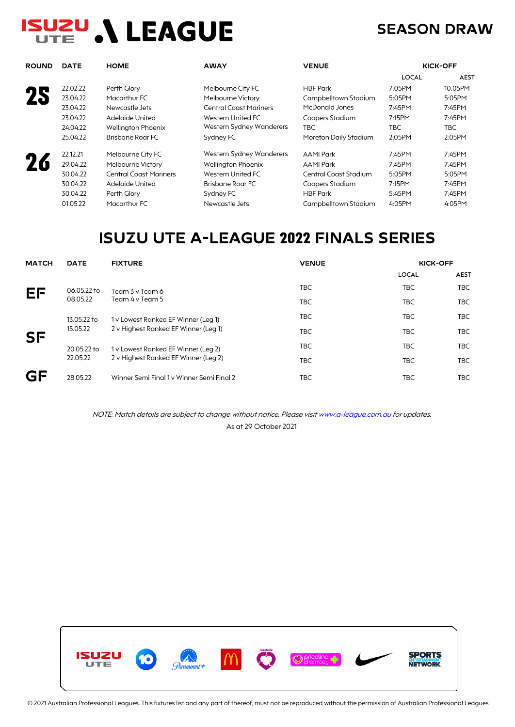# ISUZU UTE A LEAGUE

## SEASON DRAW

| ROUND | DATE | HOME | AWAY | VENUE | KICK-OFF LOCAL | KICK-OFF AEST |
|---|---|---|---|---|---|---|
| 25 | 22.02.22 | Perth Glory | Melbourne City FC | HBF Park | 7:05PM | 10:05PM |
| | 23.04.22 | Macarthur FC | Melbourne Victory | Campbelltown Stadium | 5:05PM | 5:05PM |
| | 23.04.22 | Newcastle Jets | Central Coast Mariners | McDonald Jones | 7:45PM | 7:45PM |
| | 23.04.22 | Adelaide United | Western United FC | Coopers Stadium | 7:15PM | 7:45PM |
| | 24.04.22 | Wellington Phoenix | Western Sydney Wanderers | TBC | TBC | TBC |
| | 25.04.22 | Brisbane Roar FC | Sydney FC | Moreton Daily Stadium | 2:05PM | 2:05PM |
| 26 | 22.12.21 | Melbourne City FC | Western Sydney Wanderers | AAMI Park | 7:45PM | 7:45PM |
| | 29.04.22 | Melbourne Victory | Wellington Phoenix | AAMI Park | 7:45PM | 7:45PM |
| | 30.04.22 | Central Coast Mariners | Western United FC | Central Coast Stadium | 5:05PM | 5:05PM |
| | 30.04.22 | Adelaide United | Brisbane Roar FC | Coopers Stadium | 7:15PM | 7:45PM |
| | 30.04.22 | Perth Glory | Sydney FC | HBF Park | 5:45PM | 7:45PM |
| | 01.05.22 | Macarthur FC | Newcastle Jets | Campbelltown Stadium | 4:05PM | 4:05PM |

## ISUZU UTE A-LEAGUE 2022 FINALS SERIES

| MATCH | DATE | FIXTURE | VENUE | KICK-OFF LOCAL | KICK-OFF AEST |
|---|---|---|---|---|---|
| EF | 06.05.22 to 08.05.22 | Team 3 v Team 6 | TBC | TBC | TBC |
| | | Team 4 v Team 5 | TBC | TBC | TBC |
| SF | 13.05.22 to 15.05.22 | 1 v Lowest Ranked EF Winner (Leg 1) | TBC | TBC | TBC |
| | | 2 v Highest Ranked EF Winner (Leg 1) | TBC | TBC | TBC |
| | 20.05.22 to 22.05.22 | 1 v Lowest Ranked EF Winner (Leg 2) | TBC | TBC | TBC |
| | | 2 v Highest Ranked EF Winner (Leg 2) | TBC | TBC | TBC |
| GF | 28.05.22 | Winner Semi Final 1 v Winner Semi Final 2 | TBC | TBC | TBC |

*NOTE: Match details are subject to change without notice. Please visit www.a-league.com.au for updates.*

As at 29 October 2021

© 2021 Australian Professional Leagues. This fixtures list and any part of thereof, must not be reproduced without the permission of Australian Professional Leagues.